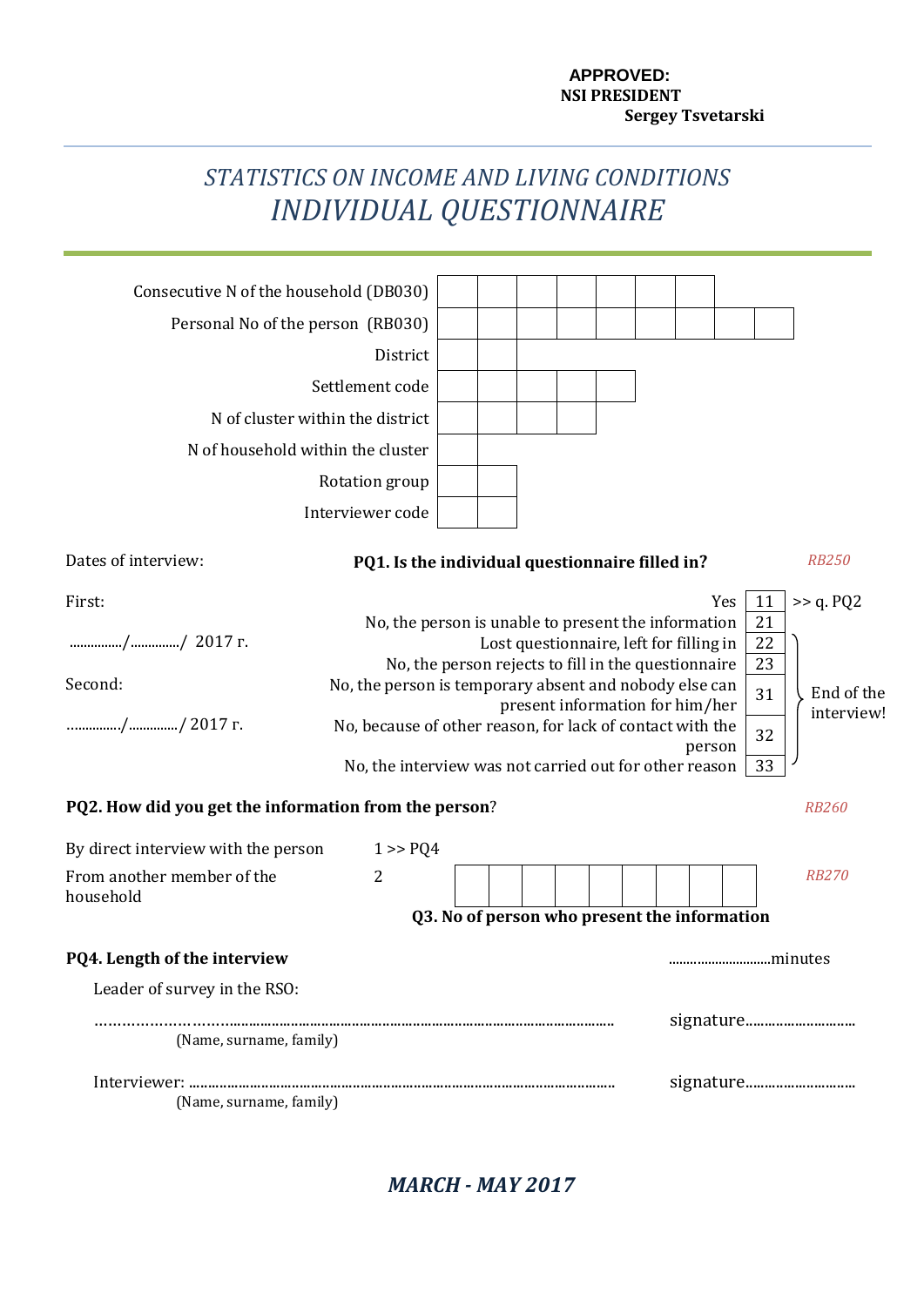**APPROVED:**
**NSI PRESIDENT**
**Sergey Tsvetarski**

# *STATISTICS ON INCOME AND LIVING CONDITIONS*
# *INDIVIDUAL QUESTIONNAIRE*

| | | | | | | | | | |
|---|---|---|---|---|---|---|---|---|---|
| Consecutive N of the household (DB030) | | | | | | | | | |
| Personal No of the person (RB030) | | | | | | | | | |
| District | | | | | | | | | |
| Settlement code | | | | | | | | | |
| N of cluster within the district | | | | | | | | | |
| N of household within the cluster | | | | | | | | | |
| Rotation group | | | | | | | | | |
| Interviewer code | | | | | | | | | |

Dates of interview:

First:

............../............./ 2017 г.

Second:

............../............./ 2017 г.

**PQ1. Is the individual questionnaire filled in?** *RB250*

| Answer | Code | |
|---|---|---|
| Yes | 11 | >> q. PQ2 |
| No, the person is unable to present the information | 21 | |
| Lost questionnaire, left for filling in | 22 | End of the interview! |
| No, the person rejects to fill in the questionnaire | 23 | End of the interview! |
| No, the person is temporary absent and nobody else can present information for him/her | 31 | End of the interview! |
| No, because of other reason, for lack of contact with the person | 32 | End of the interview! |
| No, the interview was not carried out for other reason | 33 | End of the interview! |

**PQ2. How did you get the information from the person?** *RB260*

By direct interview with the person 1 >> PQ4

From another member of the household 2

**Q3. No of person who present the information** *RB270*

| | | | | | | | | |
|---|---|---|---|---|---|---|---|---|
| | | | | | | | | |

**PQ4. Length of the interview** ...........................minutes

Leader of survey in the RSO:

................................................................................................................................ signature............................
(Name, surname, family)

Interviewer: ...................................................................................................................... signature............................
(Name, surname, family)

***MARCH - MAY 2017***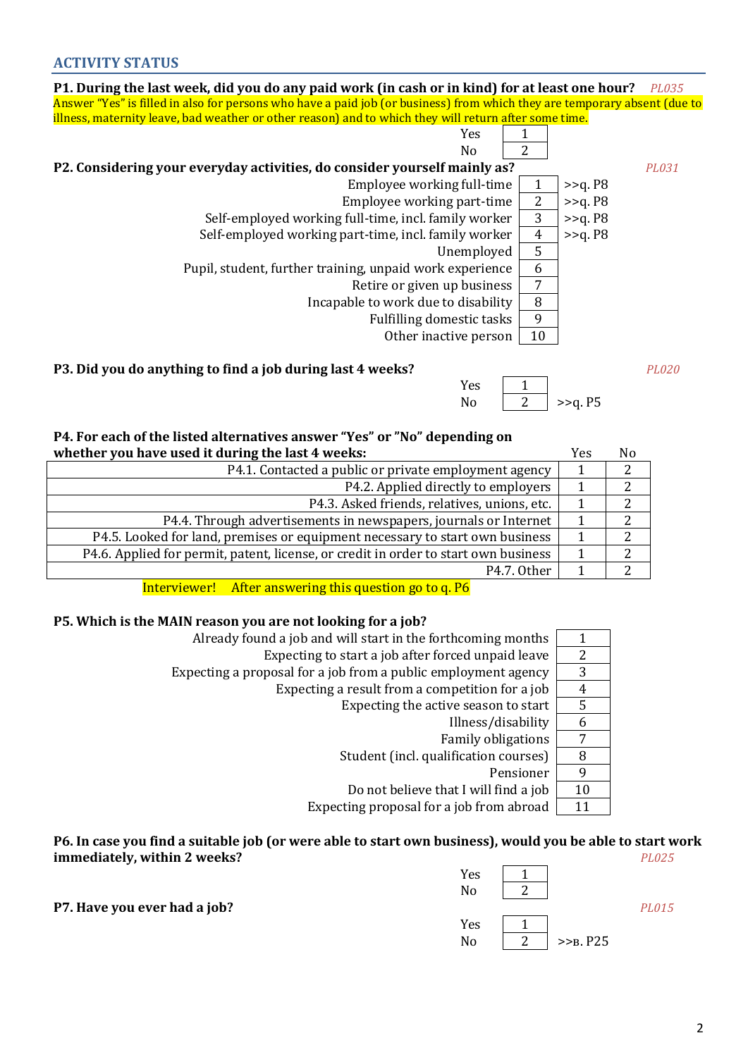## ACTIVITY STATUS

**P1. During the last week, did you do any paid work (in cash or in kind) for at least one hour?** *PL035*

Answer "Yes" is filled in also for persons who have a paid job (or business) from which they are temporary absent (due to illness, maternity leave, bad weather or other reason) and to which they will return after some time.

| | | |
|---|---|---|
| Yes | 1 | |
| No | 2 | |

**P2. Considering your everyday activities, do consider yourself mainly as?** *PL031*

| | | |
|---|---|---|
| Employee working full-time | 1 | >>q. P8 |
| Employee working part-time | 2 | >>q. P8 |
| Self-employed working full-time, incl. family worker | 3 | >>q. P8 |
| Self-employed working part-time, incl. family worker | 4 | >>q. P8 |
| Unemployed | 5 | |
| Pupil, student, further training, unpaid work experience | 6 | |
| Retire or given up business | 7 | |
| Incapable to work due to disability | 8 | |
| Fulfilling domestic tasks | 9 | |
| Other inactive person | 10 | |

**P3. Did you do anything to find a job during last 4 weeks?** *PL020*

| | | |
|---|---|---|
| Yes | 1 | |
| No | 2 | >>q. P5 |

**P4. For each of the listed alternatives answer "Yes" or "No" depending on whether you have used it during the last 4 weeks:**

| | Yes | No |
|---|---|---|
| P4.1. Contacted a public or private employment agency | 1 | 2 |
| P4.2. Applied directly to employers | 1 | 2 |
| P4.3. Asked friends, relatives, unions, etc. | 1 | 2 |
| P4.4. Through advertisements in newspapers, journals or Internet | 1 | 2 |
| P4.5. Looked for land, premises or equipment necessary to start own business | 1 | 2 |
| P4.6. Applied for permit, patent, license, or credit in order to start own business | 1 | 2 |
| P4.7. Other | 1 | 2 |

Interviewer! After answering this question go to q. P6

**P5. Which is the MAIN reason you are not looking for a job?**

| | |
|---|---|
| Already found a job and will start in the forthcoming months | 1 |
| Expecting to start a job after forced unpaid leave | 2 |
| Expecting a proposal for a job from a public employment agency | 3 |
| Expecting a result from a competition for a job | 4 |
| Expecting the active season to start | 5 |
| Illness/disability | 6 |
| Family obligations | 7 |
| Student (incl. qualification courses) | 8 |
| Pensioner | 9 |
| Do not believe that I will find a job | 10 |
| Expecting proposal for a job from abroad | 11 |

**P6. In case you find a suitable job (or were able to start own business), would you be able to start work immediately, within 2 weeks?** *PL025*

| | | |
|---|---|---|
| Yes | 1 | |
| No | 2 | |

**P7. Have you ever had a job?** *PL015*

| | | |
|---|---|---|
| Yes | 1 | |
| No | 2 | >>в. P25 |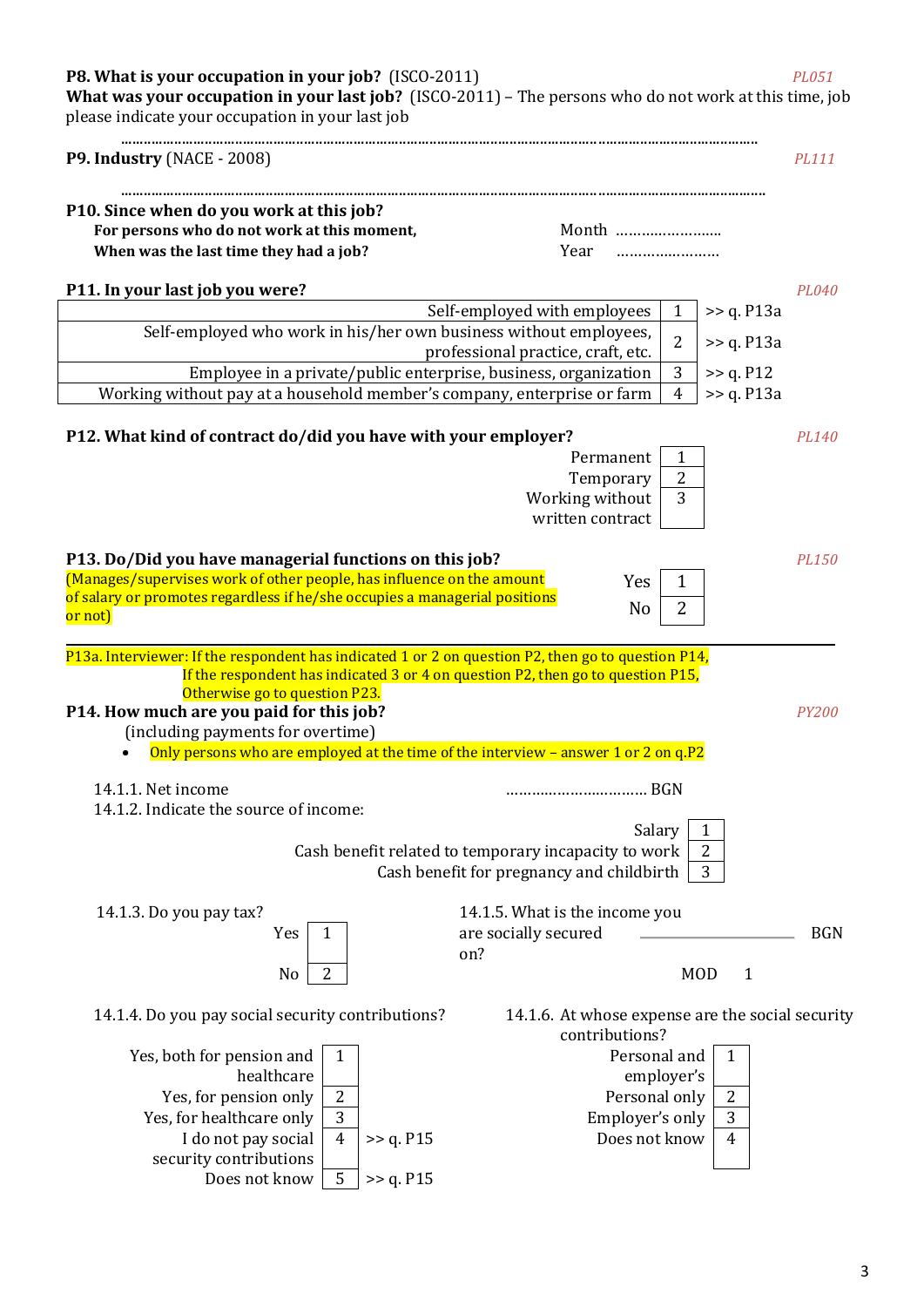**P8. What is your occupation in your job?** (ISCO-2011) *PL051*

**What was your occupation in your last job?** (ISCO-2011) – The persons who do not work at this time, job please indicate your occupation in your last job

……………………………………………………………………………………………………………………………………………

**P9. Industry** (NACE - 2008) *PL111*

……………………………………………………………………………………………………………………………………………

**P10. Since when do you work at this job?**

**For persons who do not work at this moment,**
**When was the last time they had a job?**

Month ……………………

Year ……………………

**P11. In your last job you were?** *PL040*

| | | |
|---|---|---|
| Self-employed with employees | 1 | >> q. P13a |
| Self-employed who work in his/her own business without employees, professional practice, craft, etc. | 2 | >> q. P13a |
| Employee in a private/public enterprise, business, organization | 3 | >> q. P12 |
| Working without pay at a household member's company, enterprise or farm | 4 | >> q. P13a |

**P12. What kind of contract do/did you have with your employer?** *PL140*

| | |
|---|---|
| Permanent | 1 |
| Temporary | 2 |
| Working without written contract | 3 |

**P13. Do/Did you have managerial functions on this job?** *PL150*

(Manages/supervises work of other people, has influence on the amount of salary or promotes regardless if he/she occupies a managerial positions or not)

| | |
|---|---|
| Yes | 1 |
| No | 2 |

P13a. Interviewer: If the respondent has indicated 1 or 2 on question P2, then go to question P14,
If the respondent has indicated 3 or 4 on question P2, then go to question P15,
Otherwise go to question P23.

**P14. How much are you paid for this job?** *PY200*

(including payments for overtime)

- Only persons who are employed at the time of the interview – answer 1 or 2 on q.P2

14.1.1. Net income …………………………… BGN

14.1.2. Indicate the source of income:

| | |
|---|---|
| Salary | 1 |
| Cash benefit related to temporary incapacity to work | 2 |
| Cash benefit for pregnancy and childbirth | 3 |

14.1.3. Do you pay tax?

| | |
|---|---|
| Yes | 1 |
| No | 2 |

14.1.4. Do you pay social security contributions?

| | | |
|---|---|---|
| Yes, both for pension and healthcare | 1 | |
| Yes, for pension only | 2 | |
| Yes, for healthcare only | 3 | |
| I do not pay social security contributions | 4 | >> q. P15 |
| Does not know | 5 | >> q. P15 |

14.1.5. What is the income you are socially secured on? ____________ BGN

MOD 1

14.1.6. At whose expense are the social security contributions?

| | |
|---|---|
| Personal and employer's | 1 |
| Personal only | 2 |
| Employer's only | 3 |
| Does not know | 4 |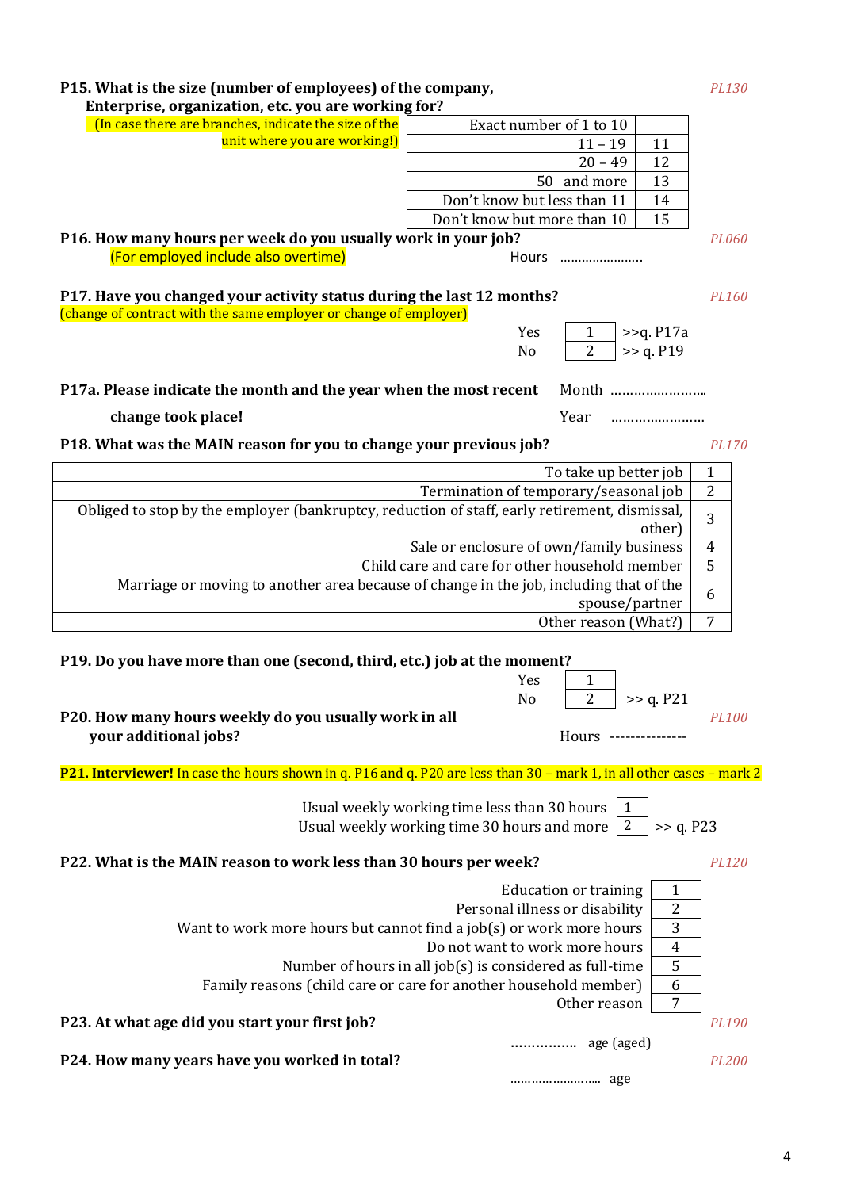**P15. What is the size (number of employees) of the company, Enterprise, organization, etc. you are working for?** *PL130*

(In case there are branches, indicate the size of the unit where you are working!)

| | |
|---|---|
| Exact number of 1 to 10 | |
| 11 – 19 | 11 |
| 20 – 49 | 12 |
| 50 and more | 13 |
| Don't know but less than 11 | 14 |
| Don't know but more than 10 | 15 |

**P16. How many hours per week do you usually work in your job?** *PL060*

(For employed include also overtime) Hours .......................

**P17. Have you changed your activity status during the last 12 months?** *PL160*

(change of contract with the same employer or change of employer)

| | | |
|---|---|---|
| Yes | 1 | >>q. P17a |
| No | 2 | >> q. P19 |

**P17a. Please indicate the month and the year when the most recent change took place!**

Month ........................

Year ........................

**P18. What was the MAIN reason for you to change your previous job?** *PL170*

| | |
|---|---|
| To take up better job | 1 |
| Termination of temporary/seasonal job | 2 |
| Obliged to stop by the employer (bankruptcy, reduction of staff, early retirement, dismissal, other) | 3 |
| Sale or enclosure of own/family business | 4 |
| Child care and care for other household member | 5 |
| Marriage or moving to another area because of change in the job, including that of the spouse/partner | 6 |
| Other reason (What?) | 7 |

**P19. Do you have more than one (second, third, etc.) job at the moment?**

| | | |
|---|---|---|
| Yes | 1 | |
| No | 2 | >> q. P21 |

**P20. How many hours weekly do you usually work in all your additional jobs?** *PL100*

Hours ---------------

**P21. Interviewer!** In case the hours shown in q. P16 and q. P20 are less than 30 – mark 1, in all other cases – mark 2

| | | |
|---|---|---|
| Usual weekly working time less than 30 hours | 1 | |
| Usual weekly working time 30 hours and more | 2 | >> q. P23 |

**P22. What is the MAIN reason to work less than 30 hours per week?** *PL120*

| | |
|---|---|
| Education or training | 1 |
| Personal illness or disability | 2 |
| Want to work more hours but cannot find a job(s) or work more hours | 3 |
| Do not want to work more hours | 4 |
| Number of hours in all job(s) is considered as full-time | 5 |
| Family reasons (child care or care for another household member) | 6 |
| Other reason | 7 |

**P23. At what age did you start your first job?** *PL190*

............... age (aged)

**P24. How many years have you worked in total?** *PL200*

........................ age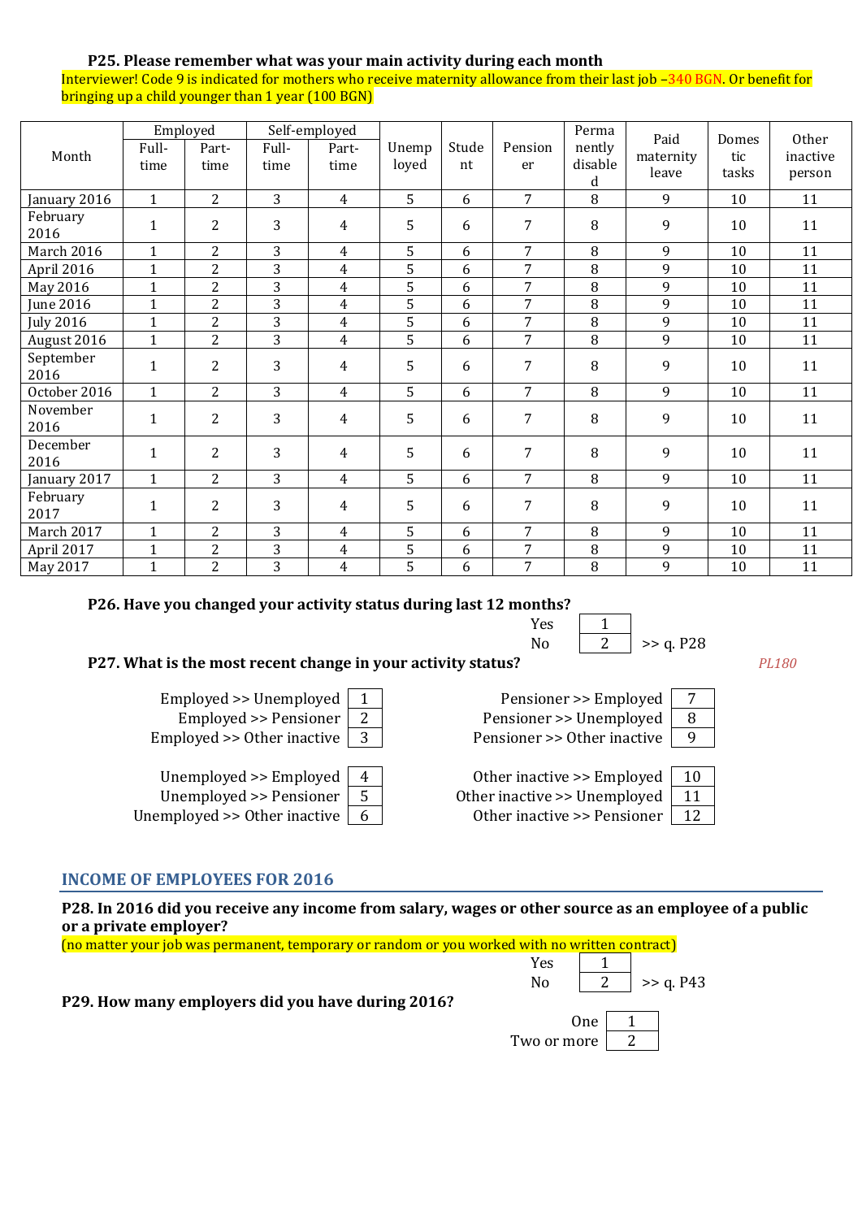**P25. Please remember what was your main activity during each month**

Interviewer! Code 9 is indicated for mothers who receive maternity allowance from their last job –340 BGN. Or benefit for bringing up a child younger than 1 year (100 BGN)

| Month | Employed | | Self-employed | | Unemployed | Student | Pensioner | Permanently disabled | Paid maternity leave | Domestic tasks | Other inactive person |
|---|---|---|---|---|---|---|---|---|---|---|---|
| | Full-time | Part-time | Full-time | Part-time | | | | | | | |
| January 2016 | 1 | 2 | 3 | 4 | 5 | 6 | 7 | 8 | 9 | 10 | 11 |
| February 2016 | 1 | 2 | 3 | 4 | 5 | 6 | 7 | 8 | 9 | 10 | 11 |
| March 2016 | 1 | 2 | 3 | 4 | 5 | 6 | 7 | 8 | 9 | 10 | 11 |
| April 2016 | 1 | 2 | 3 | 4 | 5 | 6 | 7 | 8 | 9 | 10 | 11 |
| May 2016 | 1 | 2 | 3 | 4 | 5 | 6 | 7 | 8 | 9 | 10 | 11 |
| June 2016 | 1 | 2 | 3 | 4 | 5 | 6 | 7 | 8 | 9 | 10 | 11 |
| July 2016 | 1 | 2 | 3 | 4 | 5 | 6 | 7 | 8 | 9 | 10 | 11 |
| August 2016 | 1 | 2 | 3 | 4 | 5 | 6 | 7 | 8 | 9 | 10 | 11 |
| September 2016 | 1 | 2 | 3 | 4 | 5 | 6 | 7 | 8 | 9 | 10 | 11 |
| October 2016 | 1 | 2 | 3 | 4 | 5 | 6 | 7 | 8 | 9 | 10 | 11 |
| November 2016 | 1 | 2 | 3 | 4 | 5 | 6 | 7 | 8 | 9 | 10 | 11 |
| December 2016 | 1 | 2 | 3 | 4 | 5 | 6 | 7 | 8 | 9 | 10 | 11 |
| January 2017 | 1 | 2 | 3 | 4 | 5 | 6 | 7 | 8 | 9 | 10 | 11 |
| February 2017 | 1 | 2 | 3 | 4 | 5 | 6 | 7 | 8 | 9 | 10 | 11 |
| March 2017 | 1 | 2 | 3 | 4 | 5 | 6 | 7 | 8 | 9 | 10 | 11 |
| April 2017 | 1 | 2 | 3 | 4 | 5 | 6 | 7 | 8 | 9 | 10 | 11 |
| May 2017 | 1 | 2 | 3 | 4 | 5 | 6 | 7 | 8 | 9 | 10 | 11 |

**P26. Have you changed your activity status during last 12 months?**

| | | |
|---|---|---|
| Yes | 1 | |
| No | 2 | >> q. P28 |

**P27. What is the most recent change in your activity status?** *PL180*

| | | | |
|---|---|---|---|
| Employed >> Unemployed | 1 | Pensioner >> Employed | 7 |
| Employed >> Pensioner | 2 | Pensioner >> Unemployed | 8 |
| Employed >> Other inactive | 3 | Pensioner >> Other inactive | 9 |
| Unemployed >> Employed | 4 | Other inactive >> Employed | 10 |
| Unemployed >> Pensioner | 5 | Other inactive >> Unemployed | 11 |
| Unemployed >> Other inactive | 6 | Other inactive >> Pensioner | 12 |

## INCOME OF EMPLOYEES FOR 2016

**P28. In 2016 did you receive any income from salary, wages or other source as an employee of a public or a private employer?**

(no matter your job was permanent, temporary or random or you worked with no written contract)

| | | |
|---|---|---|
| Yes | 1 | |
| No | 2 | >> q. P43 |

**P29. How many employers did you have during 2016?**

| | |
|---|---|
| One | 1 |
| Two or more | 2 |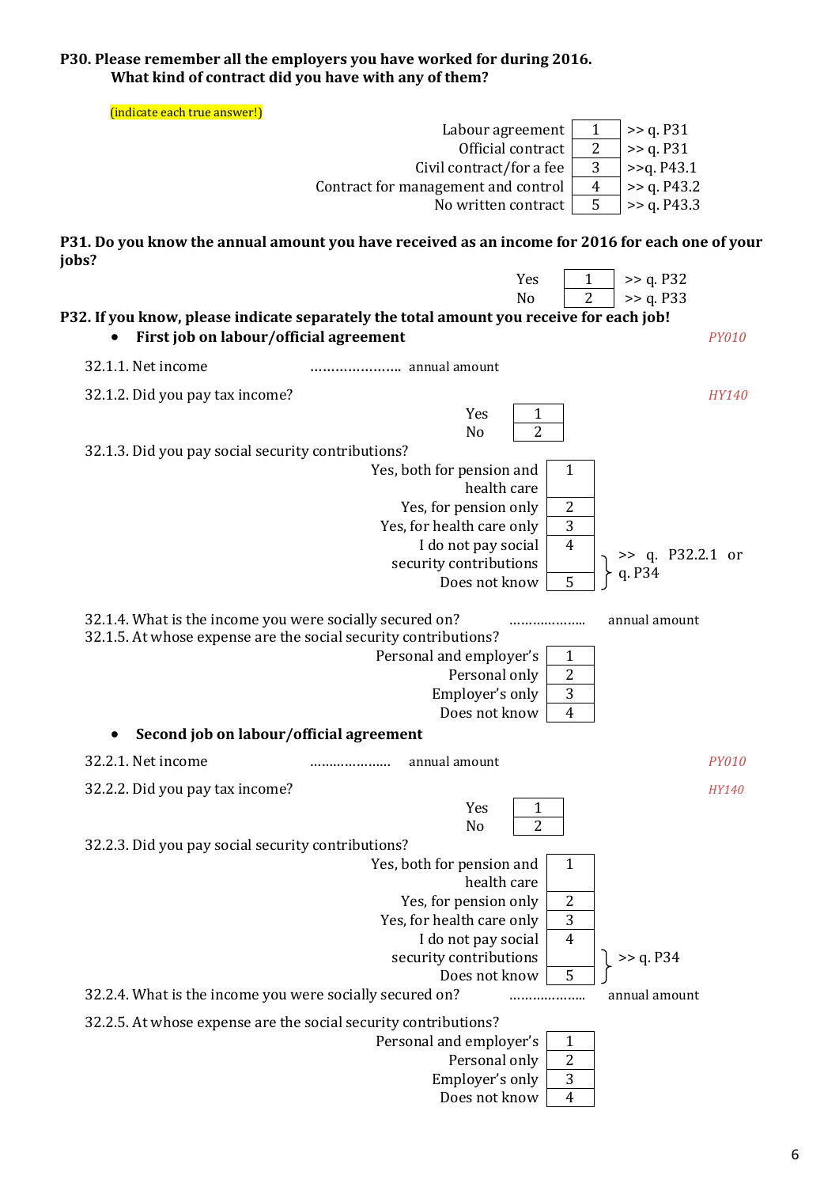**P30. Please remember all the employers you have worked for during 2016.**
**What kind of contract did you have with any of them?**

(indicate each true answer!)

| | | |
|---|---|---|
| Labour agreement | 1 | >> q. P31 |
| Official contract | 2 | >> q. P31 |
| Civil contract/for a fee | 3 | >>q. P43.1 |
| Contract for management and control | 4 | >> q. P43.2 |
| No written contract | 5 | >> q. P43.3 |

**P31. Do you know the annual amount you have received as an income for 2016 for each one of your jobs?**

| | | |
|---|---|---|
| Yes | 1 | >> q. P32 |
| No | 2 | >> q. P33 |

**P32. If you know, please indicate separately the total amount you receive for each job!**

- **First job on labour/official agreement** *PY010*

32.1.1. Net income ………………… annual amount

32.1.2. Did you pay tax income? *HY140*

| | |
|---|---|
| Yes | 1 |
| No | 2 |

32.1.3. Did you pay social security contributions?

| | | |
|---|---|---|
| Yes, both for pension and health care | 1 | |
| Yes, for pension only | 2 | |
| Yes, for health care only | 3 | |
| I do not pay social security contributions | 4 | >> q. P32.2.1 or q. P34 |
| Does not know | 5 | >> q. P32.2.1 or q. P34 |

32.1.4. What is the income you were socially secured on? ……………….. annual amount

32.1.5. At whose expense are the social security contributions?

| | |
|---|---|
| Personal and employer's | 1 |
| Personal only | 2 |
| Employer's only | 3 |
| Does not know | 4 |

- **Second job on labour/official agreement**

32.2.1. Net income ………………… annual amount *PY010*

32.2.2. Did you pay tax income? *HY140*

| | |
|---|---|
| Yes | 1 |
| No | 2 |

32.2.3. Did you pay social security contributions?

| | | |
|---|---|---|
| Yes, both for pension and health care | 1 | |
| Yes, for pension only | 2 | |
| Yes, for health care only | 3 | |
| I do not pay social security contributions | 4 | >> q. P34 |
| Does not know | 5 | >> q. P34 |

32.2.4. What is the income you were socially secured on? ……………….. annual amount

32.2.5. At whose expense are the social security contributions?

| | |
|---|---|
| Personal and employer's | 1 |
| Personal only | 2 |
| Employer's only | 3 |
| Does not know | 4 |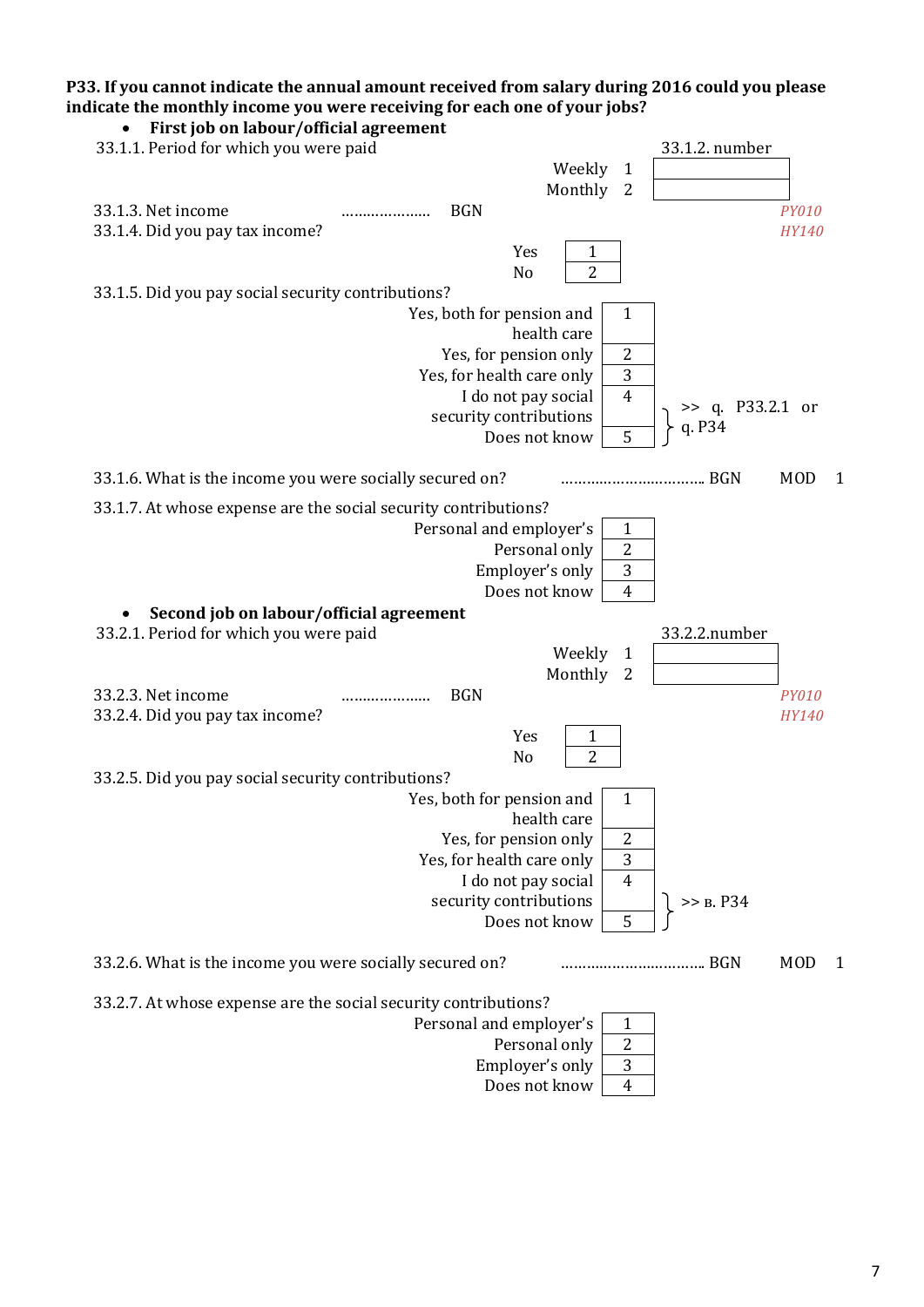**P33. If you cannot indicate the annual amount received from salary during 2016 could you please indicate the monthly income you were receiving for each one of your jobs?**

- **First job on labour/official agreement**

33.1.1. Period for which you were paid

| | | 33.1.2. number |
|---|---|---|
| Weekly | 1 | |
| Monthly | 2 | |

33.1.3. Net income ………………… BGN *PY010*

33.1.4. Did you pay tax income? *HY140*

| | |
|---|---|
| Yes | 1 |
| No | 2 |

33.1.5. Did you pay social security contributions?

| | | |
|---|---|---|
| Yes, both for pension and health care | 1 | |
| Yes, for pension only | 2 | |
| Yes, for health care only | 3 | |
| I do not pay social security contributions | 4 | >> q. P33.2.1 or q. P34 |
| Does not know | 5 | >> q. P33.2.1 or q. P34 |

33.1.6. What is the income you were socially secured on? …………………………… BGN MOD 1

33.1.7. At whose expense are the social security contributions?

| | |
|---|---|
| Personal and employer's | 1 |
| Personal only | 2 |
| Employer's only | 3 |
| Does not know | 4 |

- **Second job on labour/official agreement**

33.2.1. Period for which you were paid

| | | 33.2.2.number |
|---|---|---|
| Weekly | 1 | |
| Monthly | 2 | |

33.2.3. Net income ………………… BGN *PY010*

33.2.4. Did you pay tax income? *HY140*

| | |
|---|---|
| Yes | 1 |
| No | 2 |

33.2.5. Did you pay social security contributions?

| | | |
|---|---|---|
| Yes, both for pension and health care | 1 | |
| Yes, for pension only | 2 | |
| Yes, for health care only | 3 | |
| I do not pay social security contributions | 4 | >> в. P34 |
| Does not know | 5 | >> в. P34 |

33.2.6. What is the income you were socially secured on? …………………………… BGN MOD 1

33.2.7. At whose expense are the social security contributions?

| | |
|---|---|
| Personal and employer's | 1 |
| Personal only | 2 |
| Employer's only | 3 |
| Does not know | 4 |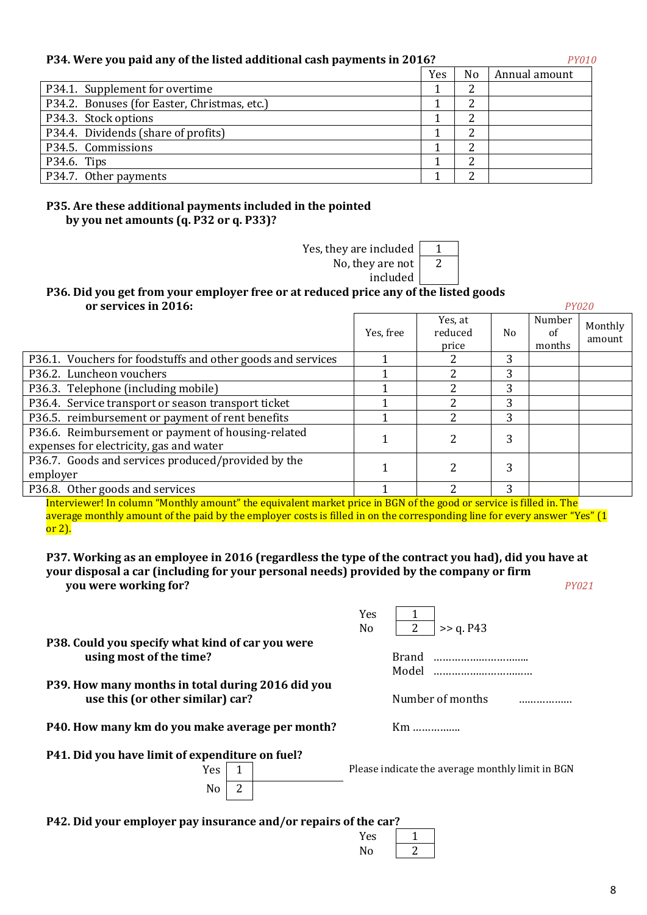**P34. Were you paid any of the listed additional cash payments in 2016?** *PY010*

| | Yes | No | Annual amount |
|---|---|---|---|
| P34.1. Supplement for overtime | 1 | 2 | |
| P34.2. Bonuses (for Easter, Christmas, etc.) | 1 | 2 | |
| P34.3. Stock options | 1 | 2 | |
| P34.4. Dividends (share of profits) | 1 | 2 | |
| P34.5. Commissions | 1 | 2 | |
| P34.6. Tips | 1 | 2 | |
| P34.7. Other payments | 1 | 2 | |

**P35. Are these additional payments included in the pointed by you net amounts (q. P32 or q. P33)?**

| | |
|---|---|
| Yes, they are included | 1 |
| No, they are not included | 2 |

**P36. Did you get from your employer free or at reduced price any of the listed goods or services in 2016:** *PY020*

| | Yes, free | Yes, at reduced price | No | Number of months | Monthly amount |
|---|---|---|---|---|---|
| P36.1. Vouchers for foodstuffs and other goods and services | 1 | 2 | 3 | | |
| P36.2. Luncheon vouchers | 1 | 2 | 3 | | |
| P36.3. Telephone (including mobile) | 1 | 2 | 3 | | |
| P36.4. Service transport or season transport ticket | 1 | 2 | 3 | | |
| P36.5. reimbursement or payment of rent benefits | 1 | 2 | 3 | | |
| P36.6. Reimbursement or payment of housing-related expenses for electricity, gas and water | 1 | 2 | 3 | | |
| P36.7. Goods and services produced/provided by the employer | 1 | 2 | 3 | | |
| P36.8. Other goods and services | 1 | 2 | 3 | | |

Interviewer! In column "Monthly amount" the equivalent market price in BGN of the good or service is filled in. The average monthly amount of the paid by the employer costs is filled in on the corresponding line for every answer "Yes" (1 or 2).

**P37. Working as an employee in 2016 (regardless the type of the contract you had), did you have at your disposal a car (including for your personal needs) provided by the company or firm you were working for?** *PY021*

| | | |
|---|---|---|
| Yes | 1 | |
| No | 2 | >> q. P43 |

**P38. Could you specify what kind of car you were using most of the time?**

Brand ………………………….

Model ……………………………

**P39. How many months in total during 2016 did you use this (or other similar) car?**

Number of months ………………

**P40. How many km do you make average per month?**

Km …………….

**P41. Did you have limit of expenditure on fuel?**

| | | |
|---|---|---|
| Yes | 1 | Please indicate the average monthly limit in BGN |
| No | 2 | |

**P42. Did your employer pay insurance and/or repairs of the car?**

| | |
|---|---|
| Yes | 1 |
| No | 2 |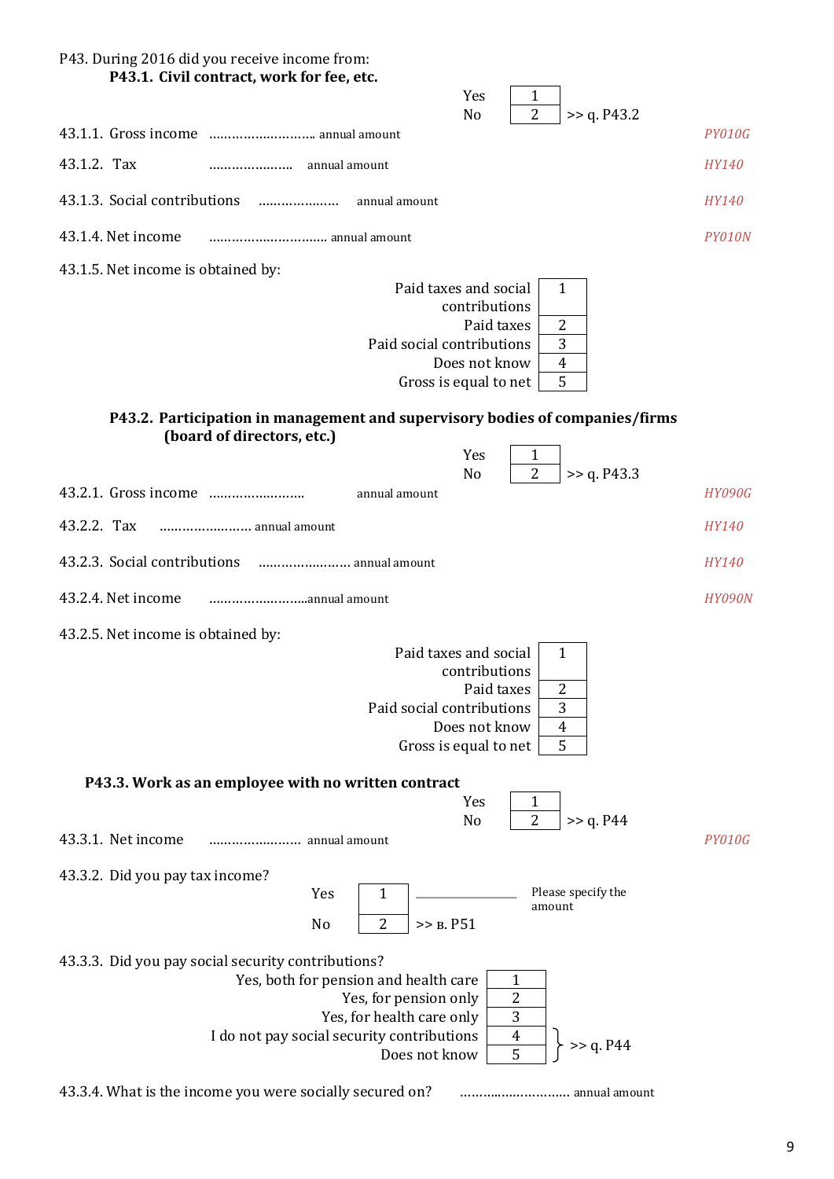P43. During 2016 did you receive income from:

**P43.1. Civil contract, work for fee, etc.**

| | | |
|---|---|---|
| Yes | 1 | |
| No | 2 | >> q. P43.2 |

43.1.1. Gross income ……………………… annual amount *PY010G*

43.1.2. Tax ………………… annual amount *HY140*

43.1.3. Social contributions ………………… annual amount *HY140*

43.1.4. Net income ………………………… annual amount *PY010N*

43.1.5. Net income is obtained by:

| | |
|---|---|
| Paid taxes and social contributions | 1 |
| Paid taxes | 2 |
| Paid social contributions | 3 |
| Does not know | 4 |
| Gross is equal to net | 5 |

**P43.2. Participation in management and supervisory bodies of companies/firms (board of directors, etc.)**

| | | |
|---|---|---|
| Yes | 1 | |
| No | 2 | >> q. P43.3 |

43.2.1. Gross income …………………… annual amount *HY090G*

43.2.2. Tax …………………… annual amount *HY140*

43.2.3. Social contributions …………………… annual amount *HY140*

43.2.4. Net income ……………………annual amount *HY090N*

43.2.5. Net income is obtained by:

| | |
|---|---|
| Paid taxes and social contributions | 1 |
| Paid taxes | 2 |
| Paid social contributions | 3 |
| Does not know | 4 |
| Gross is equal to net | 5 |

**P43.3. Work as an employee with no written contract**

| | | |
|---|---|---|
| Yes | 1 | |
| No | 2 | >> q. P44 |

43.3.1. Net income …………………… annual amount *PY010G*

43.3.2. Did you pay tax income?

| | | |
|---|---|---|
| Yes | 1 | ________ Please specify the amount |
| No | 2 | >> в. P51 |

43.3.3. Did you pay social security contributions?

| | | |
|---|---|---|
| Yes, both for pension and health care | 1 | |
| Yes, for pension only | 2 | |
| Yes, for health care only | 3 | |
| I do not pay social security contributions | 4 | >> q. P44 |
| Does not know | 5 | >> q. P44 |

43.3.4. What is the income you were socially secured on? ……………………… annual amount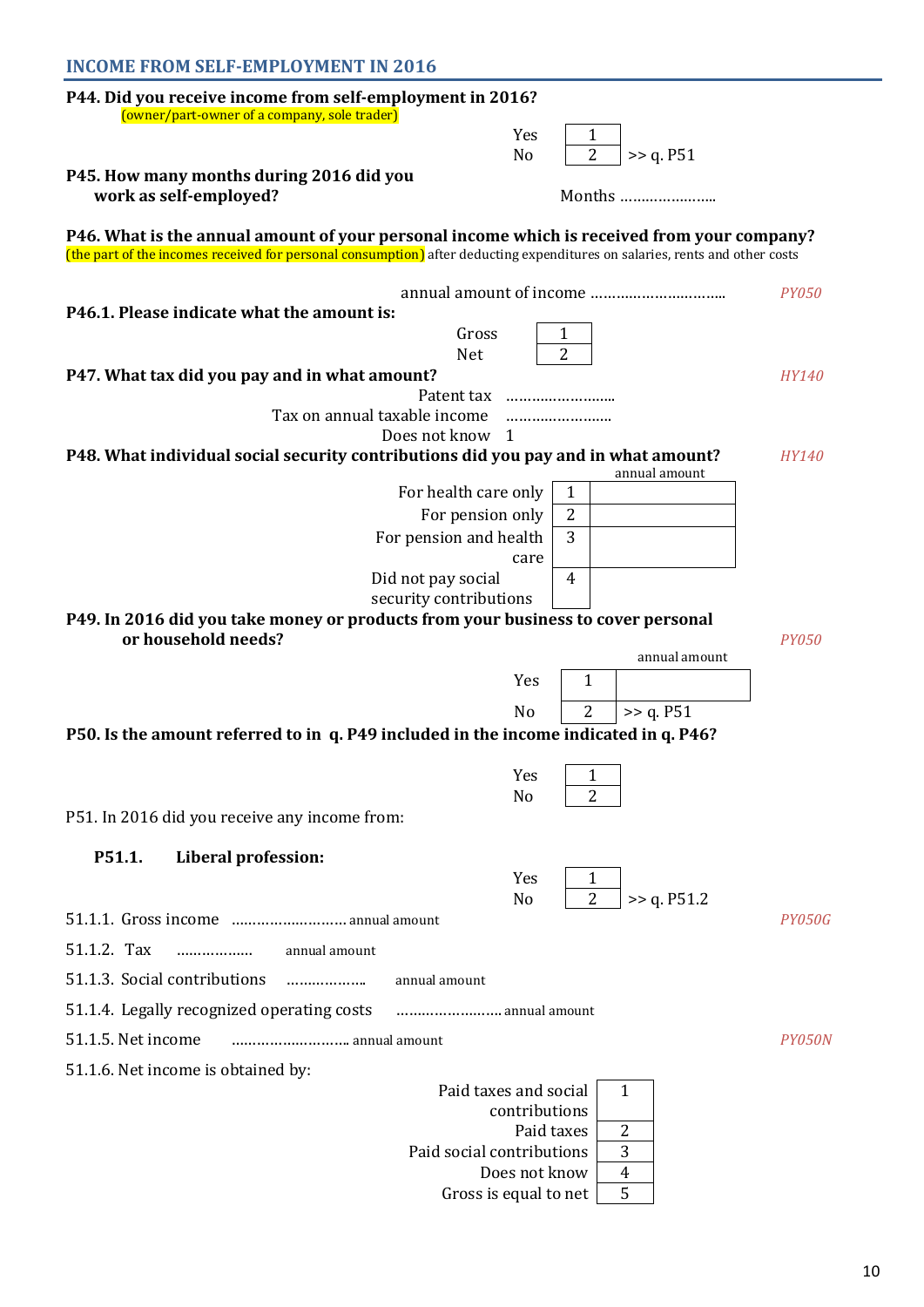## INCOME FROM SELF-EMPLOYMENT IN 2016

**P44. Did you receive income from self-employment in 2016?**
(owner/part-owner of a company, sole trader)

| | | |
|---|---|---|
| Yes | 1 | |
| No | 2 | >> q. P51 |

**P45. How many months during 2016 did you work as self-employed?**

Months …………………..

**P46. What is the annual amount of your personal income which is received from your company?**
(the part of the incomes received for personal consumption) after deducting expenditures on salaries, rents and other costs

annual amount of income ………………………….. *PY050*

**P46.1. Please indicate what the amount is:**

| | |
|---|---|
| Gross | 1 |
| Net | 2 |

**P47. What tax did you pay and in what amount?** *HY140*

Patent tax ……………………..

Tax on annual taxable income ……………………..

Does not know 1

**P48. What individual social security contributions did you pay and in what amount?** *HY140*

| | | annual amount |
|---|---|---|
| For health care only | 1 | |
| For pension only | 2 | |
| For pension and health care | 3 | |
| Did not pay social security contributions | 4 | |

**P49. In 2016 did you take money or products from your business to cover personal or household needs?** *PY050*

| | | annual amount |
|---|---|---|
| Yes | 1 | |
| No | 2 | >> q. P51 |

**P50. Is the amount referred to in q. P49 included in the income indicated in q. P46?**

| | |
|---|---|
| Yes | 1 |
| No | 2 |

P51. In 2016 did you receive any income from:

**P51.1. Liberal profession:**

| | | |
|---|---|---|
| Yes | 1 | |
| No | 2 | >> q. P51.2 |

51.1.1. Gross income ……………………… annual amount *PY050G*

51.1.2. Tax ……………… annual amount

51.1.3. Social contributions ……………….. annual amount

51.1.4. Legally recognized operating costs ……………………. annual amount

51.1.5. Net income ……………………….. annual amount *PY050N*

51.1.6. Net income is obtained by:

| | |
|---|---|
| Paid taxes and social contributions | 1 |
| Paid taxes | 2 |
| Paid social contributions | 3 |
| Does not know | 4 |
| Gross is equal to net | 5 |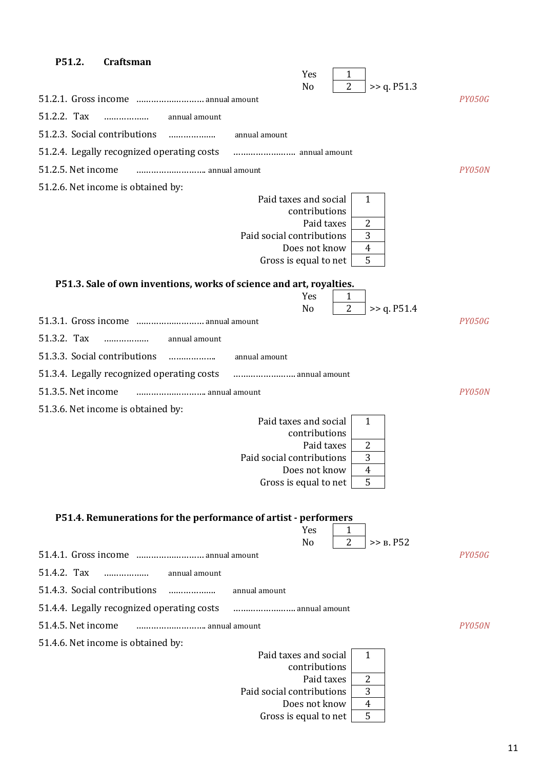**P51.2. Craftsman**

| | | |
|---|---|---|
| Yes | 1 | |
| No | 2 | >> q. P51.3 |

51.2.1. Gross income ……………………… annual amount *PY050G*

51.2.2. Tax …………….. annual amount

51.2.3. Social contributions ……………… annual amount

51.2.4. Legally recognized operating costs …………………… annual amount

51.2.5. Net income ……………………… annual amount *PY050N*

51.2.6. Net income is obtained by:

| | |
|---|---|
| Paid taxes and social contributions | 1 |
| Paid taxes | 2 |
| Paid social contributions | 3 |
| Does not know | 4 |
| Gross is equal to net | 5 |

**P51.3. Sale of own inventions, works of science and art, royalties.**

| | | |
|---|---|---|
| Yes | 1 | |
| No | 2 | >> q. P51.4 |

51.3.1. Gross income ……………………… annual amount *PY050G*

51.3.2. Tax …………….. annual amount

51.3.3. Social contributions ……………… annual amount

51.3.4. Legally recognized operating costs …………………… annual amount

51.3.5. Net income ……………………… annual amount *PY050N*

51.3.6. Net income is obtained by:

| | |
|---|---|
| Paid taxes and social contributions | 1 |
| Paid taxes | 2 |
| Paid social contributions | 3 |
| Does not know | 4 |
| Gross is equal to net | 5 |

**P51.4. Remunerations for the performance of artist - performers**

| | | |
|---|---|---|
| Yes | 1 | |
| No | 2 | >> в. P52 |

51.4.1. Gross income ……………………… annual amount *PY050G*

51.4.2. Tax …………….. annual amount

51.4.3. Social contributions ……………… annual amount

51.4.4. Legally recognized operating costs …………………… annual amount

51.4.5. Net income ……………………… annual amount *PY050N*

51.4.6. Net income is obtained by:

| | |
|---|---|
| Paid taxes and social contributions | 1 |
| Paid taxes | 2 |
| Paid social contributions | 3 |
| Does not know | 4 |
| Gross is equal to net | 5 |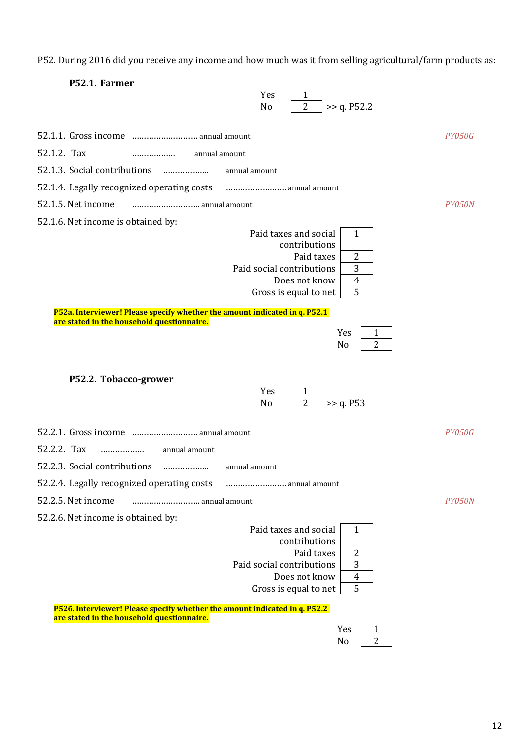P52. During 2016 did you receive any income and how much was it from selling agricultural/farm products as:

**P52.1. Farmer**

| | | |
|---|---|---|
| Yes | 1 | |
| No | 2 | >> q. P52.2 |

52.1.1. Gross income ……………………… annual amount *PY050G*

52.1.2. Tax ……………… annual amount

52.1.3. Social contributions ……………… annual amount

52.1.4. Legally recognized operating costs …………………… annual amount

52.1.5. Net income ……………………… annual amount *PY050N*

52.1.6. Net income is obtained by:

| | |
|---|---|
| Paid taxes and social contributions | 1 |
| Paid taxes | 2 |
| Paid social contributions | 3 |
| Does not know | 4 |
| Gross is equal to net | 5 |

**P52a. Interviewer! Please specify whether the amount indicated in q. P52.1 are stated in the household questionnaire.**

| | |
|---|---|
| Yes | 1 |
| No | 2 |

**P52.2. Tobacco-grower**

| | | |
|---|---|---|
| Yes | 1 | |
| No | 2 | >> q. P53 |

52.2.1. Gross income ……………………… annual amount *PY050G*

52.2.2. Tax ……………… annual amount

52.2.3. Social contributions ……………… annual amount

52.2.4. Legally recognized operating costs …………………… annual amount

52.2.5. Net income ……………………… annual amount *PY050N*

52.2.6. Net income is obtained by:

| | |
|---|---|
| Paid taxes and social contributions | 1 |
| Paid taxes | 2 |
| Paid social contributions | 3 |
| Does not know | 4 |
| Gross is equal to net | 5 |

**P526. Interviewer! Please specify whether the amount indicated in q. P52.2 are stated in the household questionnaire.**

| | |
|---|---|
| Yes | 1 |
| No | 2 |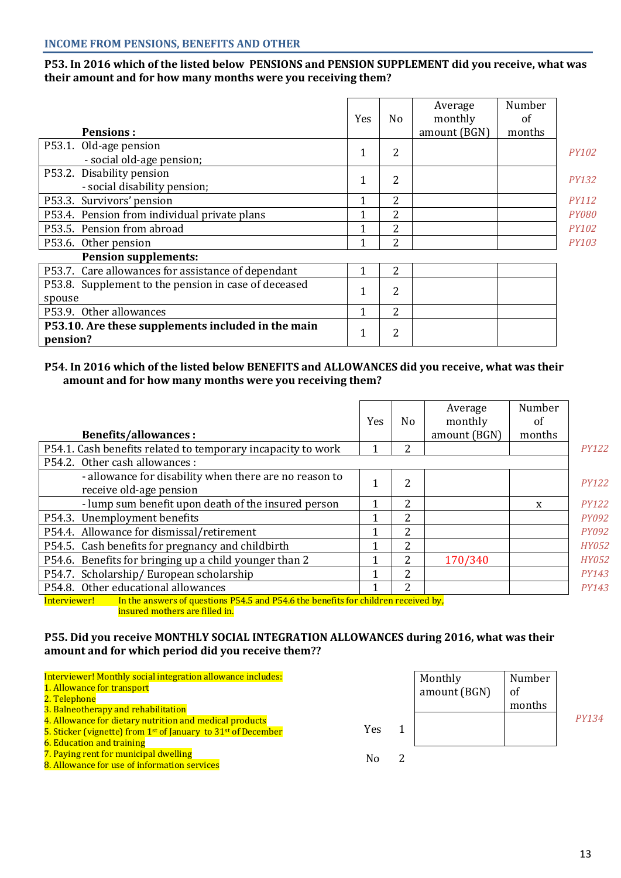### INCOME FROM PENSIONS, BENEFITS AND OTHER

**P53. In 2016 which of the listed below PENSIONS and PENSION SUPPLEMENT did you receive, what was their amount and for how many months were you receiving them?**

| **Pensions :** | Yes | No | Average monthly amount (BGN) | Number of months | |
|---|---|---|---|---|---|
| P53.1. Old-age pension - social old-age pension; | 1 | 2 | | | *PY102* |
| P53.2. Disability pension - social disability pension; | 1 | 2 | | | *PY132* |
| P53.3. Survivors' pension | 1 | 2 | | | *PY112* |
| P53.4. Pension from individual private plans | 1 | 2 | | | *PY080* |
| P53.5. Pension from abroad | 1 | 2 | | | *PY102* |
| P53.6. Other pension | 1 | 2 | | | *PY103* |
| **Pension supplements:** | | | | | |
| P53.7. Care allowances for assistance of dependant | 1 | 2 | | | |
| P53.8. Supplement to the pension in case of deceased spouse | 1 | 2 | | | |
| P53.9. Other allowances | 1 | 2 | | | |
| **P53.10. Are these supplements included in the main pension?** | 1 | 2 | | | |

**P54. In 2016 which of the listed below BENEFITS and ALLOWANCES did you receive, what was their amount and for how many months were you receiving them?**

| **Benefits/allowances :** | Yes | No | Average monthly amount (BGN) | Number of months | |
|---|---|---|---|---|---|
| P54.1. Cash benefits related to temporary incapacity to work | 1 | 2 | | | *PY122* |
| P54.2. Other cash allowances : | | | | | |
| - allowance for disability when there are no reason to receive old-age pension | 1 | 2 | | | *PY122* |
| - lump sum benefit upon death of the insured person | 1 | 2 | | x | *PY122* |
| P54.3. Unemployment benefits | 1 | 2 | | | *PY092* |
| P54.4. Allowance for dismissal/retirement | 1 | 2 | | | *PY092* |
| P54.5. Cash benefits for pregnancy and childbirth | 1 | 2 | | | *HY052* |
| P54.6. Benefits for bringing up a child younger than 2 | 1 | 2 | 170/340 | | *HY052* |
| P54.7. Scholarship/ European scholarship | 1 | 2 | | | *PY143* |
| P54.8. Other educational allowances | 1 | 2 | | | *PY143* |

Interviewer! In the answers of questions P54.5 and P54.6 the benefits for children received by, insured mothers are filled in.

**P55. Did you receive MONTHLY SOCIAL INTEGRATION ALLOWANCES during 2016, what was their amount and for which period did you receive them??**

Interviewer! Monthly social integration allowance includes:
1. Allowance for transport
2. Telephone
3. Balneotherapy and rehabilitation
4. Allowance for dietary nutrition and medical products
5. Sticker (vignette) from 1st of January to 31st of December
6. Education and training
7. Paying rent for municipal dwelling
8. Allowance for use of information services

| | | Monthly amount (BGN) | Number of months | |
|---|---|---|---|---|
| Yes | 1 | | | *PY134* |
| No | 2 | | | |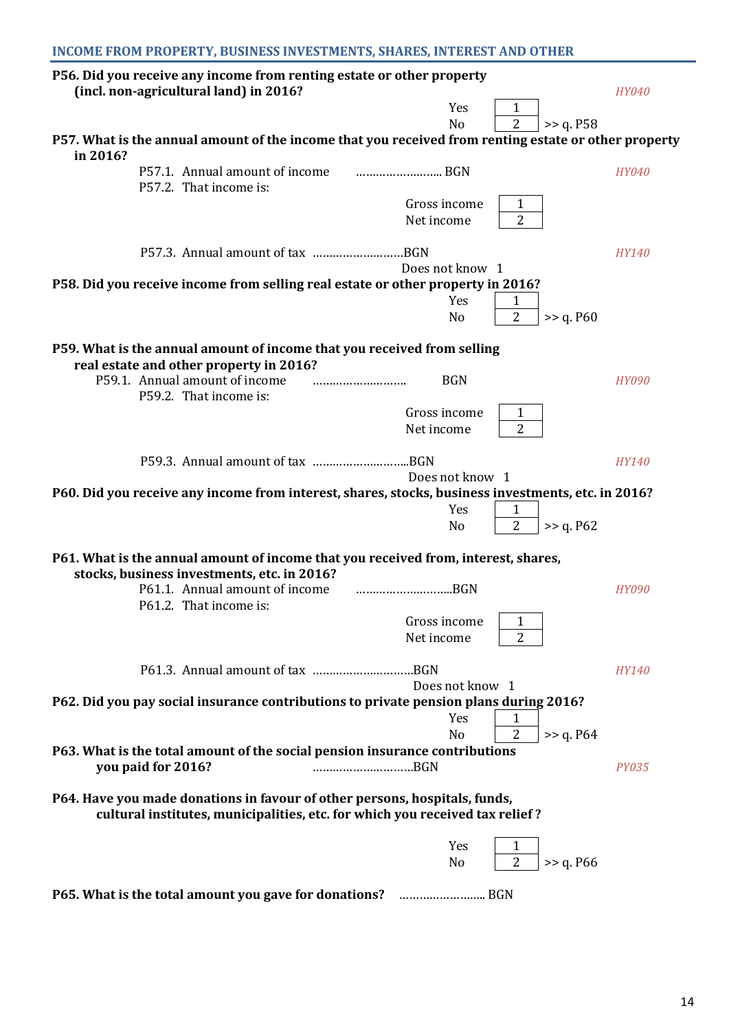## INCOME FROM PROPERTY, BUSINESS INVESTMENTS, SHARES, INTEREST AND OTHER

**P56. Did you receive any income from renting estate or other property (incl. non-agricultural land) in 2016?** *HY040*

Yes 1
No 2 >> q. P58

**P57. What is the annual amount of the income that you received from renting estate or other property in 2016?**

P57.1. Annual amount of income …………………….. BGN *HY040*

P57.2. That income is:

Gross income 1
Net income 2

P57.3. Annual amount of tax ……………………..BGN *HY140*

Does not know 1

**P58. Did you receive income from selling real estate or other property in 2016?**

Yes 1
No 2 >> q. P60

**P59. What is the annual amount of income that you received from selling real estate and other property in 2016?**

P59.1. Annual amount of income ……………………… BGN *HY090*

P59.2. That income is:

Gross income 1
Net income 2

P59.3. Annual amount of tax ……………………….BGN *HY140*

Does not know 1

**P60. Did you receive any income from interest, shares, stocks, business investments, etc. in 2016?**

Yes 1
No 2 >> q. P62

**P61. What is the annual amount of income that you received from, interest, shares, stocks, business investments, etc. in 2016?**

P61.1. Annual amount of income ……………………….BGN *HY090*

P61.2. That income is:

Gross income 1
Net income 2

P61.3. Annual amount of tax ………………………..BGN *HY140*

Does not know 1

**P62. Did you pay social insurance contributions to private pension plans during 2016?**

Yes 1
No 2 >> q. P64

**P63. What is the total amount of the social pension insurance contributions you paid for 2016?** ………………………..BGN *PY035*

**P64. Have you made donations in favour of other persons, hospitals, funds, cultural institutes, municipalities, etc. for which you received tax relief ?**

Yes 1
No 2 >> q. P66

**P65. What is the total amount you gave for donations?** …………………….. BGN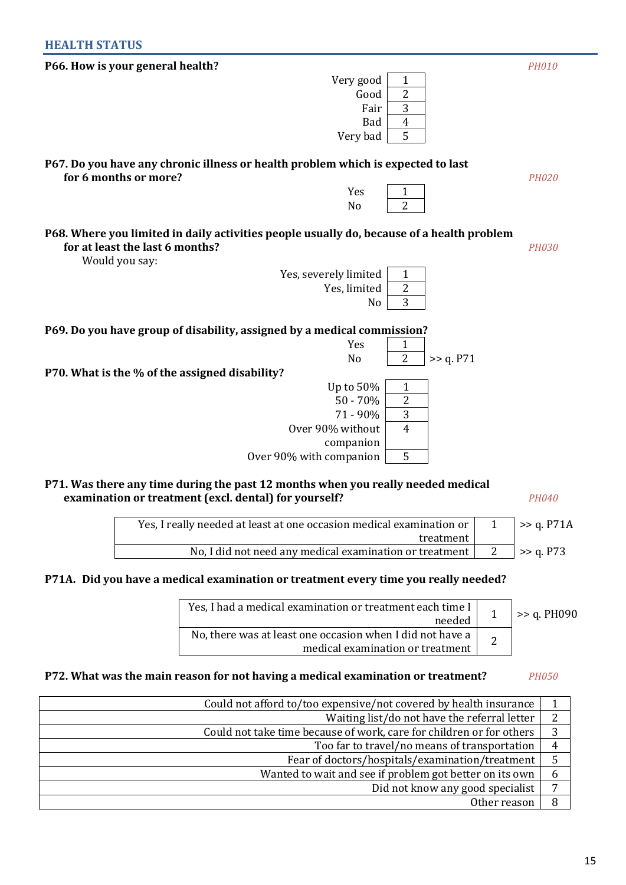## HEALTH STATUS

**P66. How is your general health?** *PH010*

| | |
|---|---|
| Very good | 1 |
| Good | 2 |
| Fair | 3 |
| Bad | 4 |
| Very bad | 5 |

**P67. Do you have any chronic illness or health problem which is expected to last for 6 months or more?** *PH020*

| | |
|---|---|
| Yes | 1 |
| No | 2 |

**P68. Where you limited in daily activities people usually do, because of a health problem for at least the last 6 months?** *PH030*

Would you say:

| | |
|---|---|
| Yes, severely limited | 1 |
| Yes, limited | 2 |
| No | 3 |

**P69. Do you have group of disability, assigned by a medical commission?**

| | | |
|---|---|---|
| Yes | 1 | |
| No | 2 | >> q. P71 |

**P70. What is the % of the assigned disability?**

| | |
|---|---|
| Up to 50% | 1 |
| 50 - 70% | 2 |
| 71 - 90% | 3 |
| Over 90% without companion | 4 |
| Over 90% with companion | 5 |

**P71. Was there any time during the past 12 months when you really needed medical examination or treatment (excl. dental) for yourself?** *PH040*

| | | |
|---|---|---|
| Yes, I really needed at least at one occasion medical examination or treatment | 1 | >> q. P71A |
| No, I did not need any medical examination or treatment | 2 | >> q. P73 |

**P71A. Did you have a medical examination or treatment every time you really needed?**

| | | |
|---|---|---|
| Yes, I had a medical examination or treatment each time I needed | 1 | >> q. PH090 |
| No, there was at least one occasion when I did not have a medical examination or treatment | 2 | |

**P72. What was the main reason for not having a medical examination or treatment?** *PH050*

| | |
|---|---|
| Could not afford to/too expensive/not covered by health insurance | 1 |
| Waiting list/do not have the referral letter | 2 |
| Could not take time because of work, care for children or for others | 3 |
| Too far to travel/no means of transportation | 4 |
| Fear of doctors/hospitals/examination/treatment | 5 |
| Wanted to wait and see if problem got better on its own | 6 |
| Did not know any good specialist | 7 |
| Other reason | 8 |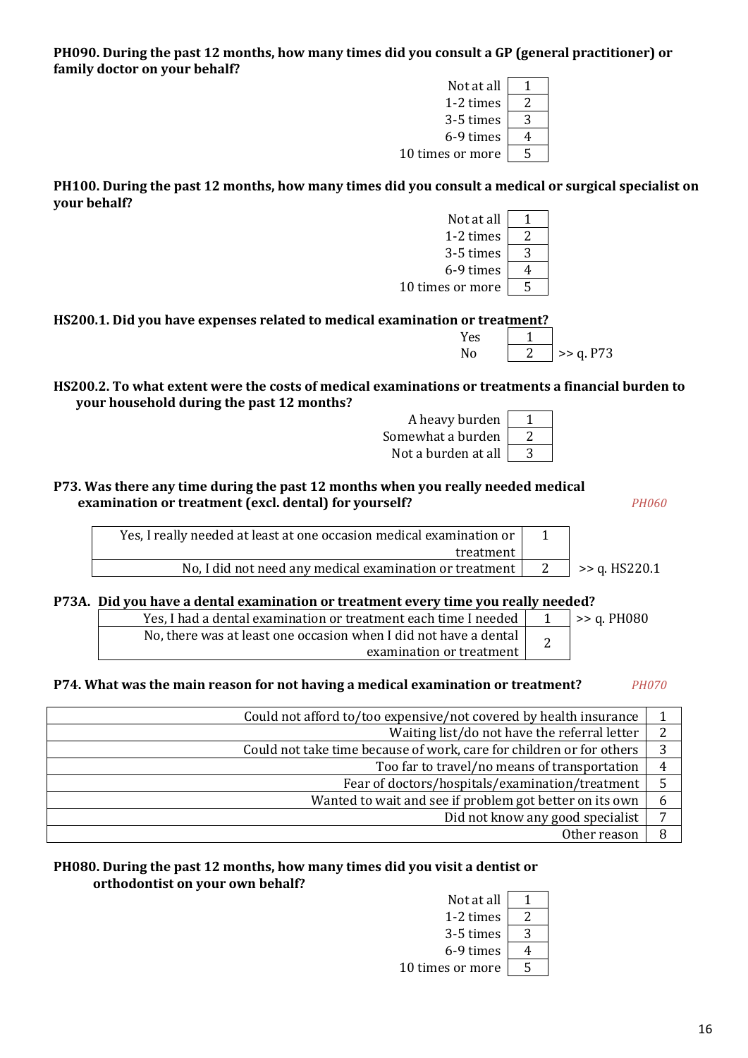**PH090. During the past 12 months, how many times did you consult a GP (general practitioner) or family doctor on your behalf?**

| | |
|---|---|
| Not at all | 1 |
| 1-2 times | 2 |
| 3-5 times | 3 |
| 6-9 times | 4 |
| 10 times or more | 5 |

**PH100. During the past 12 months, how many times did you consult a medical or surgical specialist on your behalf?**

| | |
|---|---|
| Not at all | 1 |
| 1-2 times | 2 |
| 3-5 times | 3 |
| 6-9 times | 4 |
| 10 times or more | 5 |

**HS200.1. Did you have expenses related to medical examination or treatment?**

| | | |
|---|---|---|
| Yes | 1 | |
| No | 2 | >> q. P73 |

**HS200.2. To what extent were the costs of medical examinations or treatments a financial burden to your household during the past 12 months?**

| | |
|---|---|
| A heavy burden | 1 |
| Somewhat a burden | 2 |
| Not a burden at all | 3 |

**P73. Was there any time during the past 12 months when you really needed medical examination or treatment (excl. dental) for yourself?** *PH060*

| | | |
|---|---|---|
| Yes, I really needed at least at one occasion medical examination or treatment | 1 | |
| No, I did not need any medical examination or treatment | 2 | >> q. HS220.1 |

**P73A. Did you have a dental examination or treatment every time you really needed?**

| | | |
|---|---|---|
| Yes, I had a dental examination or treatment each time I needed | 1 | >> q. PH080 |
| No, there was at least one occasion when I did not have a dental examination or treatment | 2 | |

**P74. What was the main reason for not having a medical examination or treatment?** *PH070*

| | |
|---|---|
| Could not afford to/too expensive/not covered by health insurance | 1 |
| Waiting list/do not have the referral letter | 2 |
| Could not take time because of work, care for children or for others | 3 |
| Too far to travel/no means of transportation | 4 |
| Fear of doctors/hospitals/examination/treatment | 5 |
| Wanted to wait and see if problem got better on its own | 6 |
| Did not know any good specialist | 7 |
| Other reason | 8 |

**PH080. During the past 12 months, how many times did you visit a dentist or orthodontist on your own behalf?**

| | |
|---|---|
| Not at all | 1 |
| 1-2 times | 2 |
| 3-5 times | 3 |
| 6-9 times | 4 |
| 10 times or more | 5 |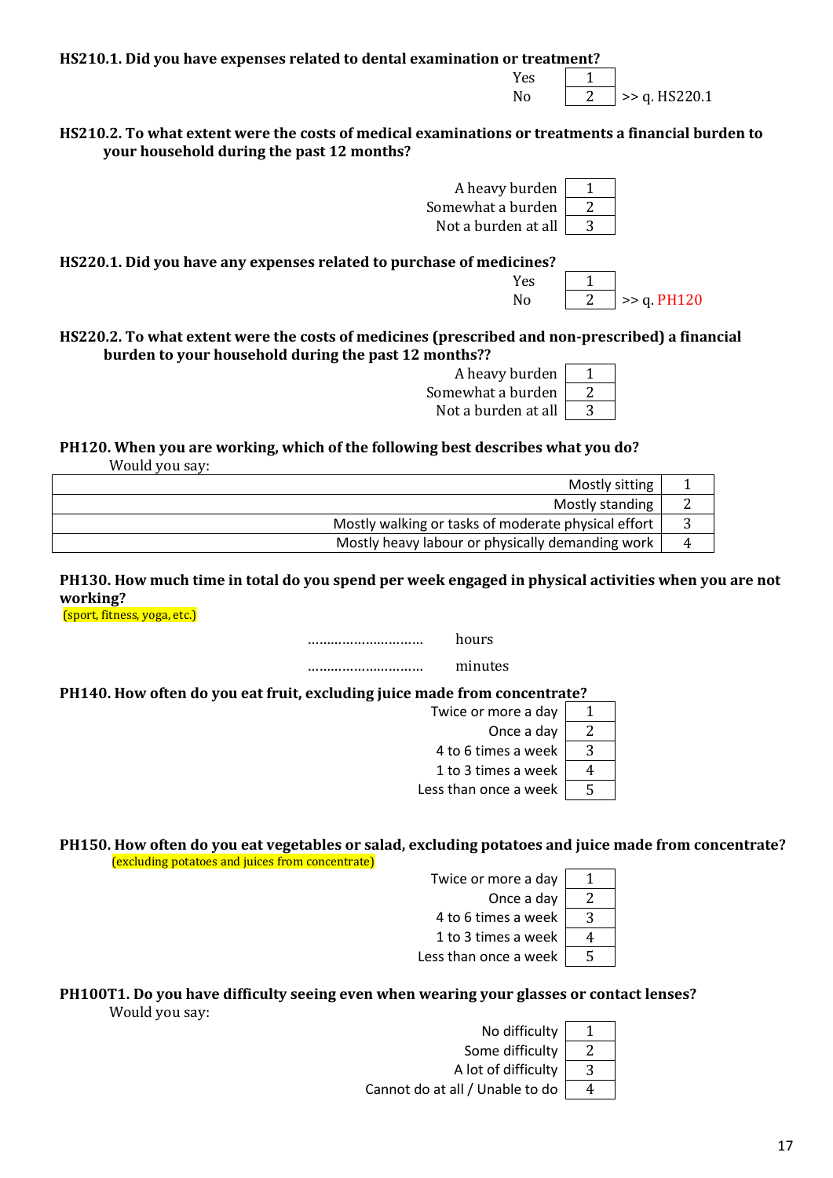**HS210.1. Did you have expenses related to dental examination or treatment?**

| | | |
|---|---|---|
| Yes | 1 | |
| No | 2 | >> q. HS220.1 |

**HS210.2. To what extent were the costs of medical examinations or treatments a financial burden to your household during the past 12 months?**

| | |
|---|---|
| A heavy burden | 1 |
| Somewhat a burden | 2 |
| Not a burden at all | 3 |

**HS220.1. Did you have any expenses related to purchase of medicines?**

| | | |
|---|---|---|
| Yes | 1 | |
| No | 2 | >> q. PH120 |

**HS220.2. To what extent were the costs of medicines (prescribed and non-prescribed) a financial burden to your household during the past 12 months??**

| | |
|---|---|
| A heavy burden | 1 |
| Somewhat a burden | 2 |
| Not a burden at all | 3 |

**PH120. When you are working, which of the following best describes what you do?**

Would you say:

| | |
|---|---|
| Mostly sitting | 1 |
| Mostly standing | 2 |
| Mostly walking or tasks of moderate physical effort | 3 |
| Mostly heavy labour or physically demanding work | 4 |

**PH130. How much time in total do you spend per week engaged in physical activities when you are not working?**

(sport, fitness, yoga, etc.)

………………………… hours

………………………… minutes

**PH140. How often do you eat fruit, excluding juice made from concentrate?**

| | |
|---|---|
| Twice or more a day | 1 |
| Once a day | 2 |
| 4 to 6 times a week | 3 |
| 1 to 3 times a week | 4 |
| Less than once a week | 5 |

**PH150. How often do you eat vegetables or salad, excluding potatoes and juice made from concentrate?**

(excluding potatoes and juices from concentrate)

| | |
|---|---|
| Twice or more a day | 1 |
| Once a day | 2 |
| 4 to 6 times a week | 3 |
| 1 to 3 times a week | 4 |
| Less than once a week | 5 |

**PH100T1. Do you have difficulty seeing even when wearing your glasses or contact lenses?**

Would you say:

| | |
|---|---|
| No difficulty | 1 |
| Some difficulty | 2 |
| A lot of difficulty | 3 |
| Cannot do at all / Unable to do | 4 |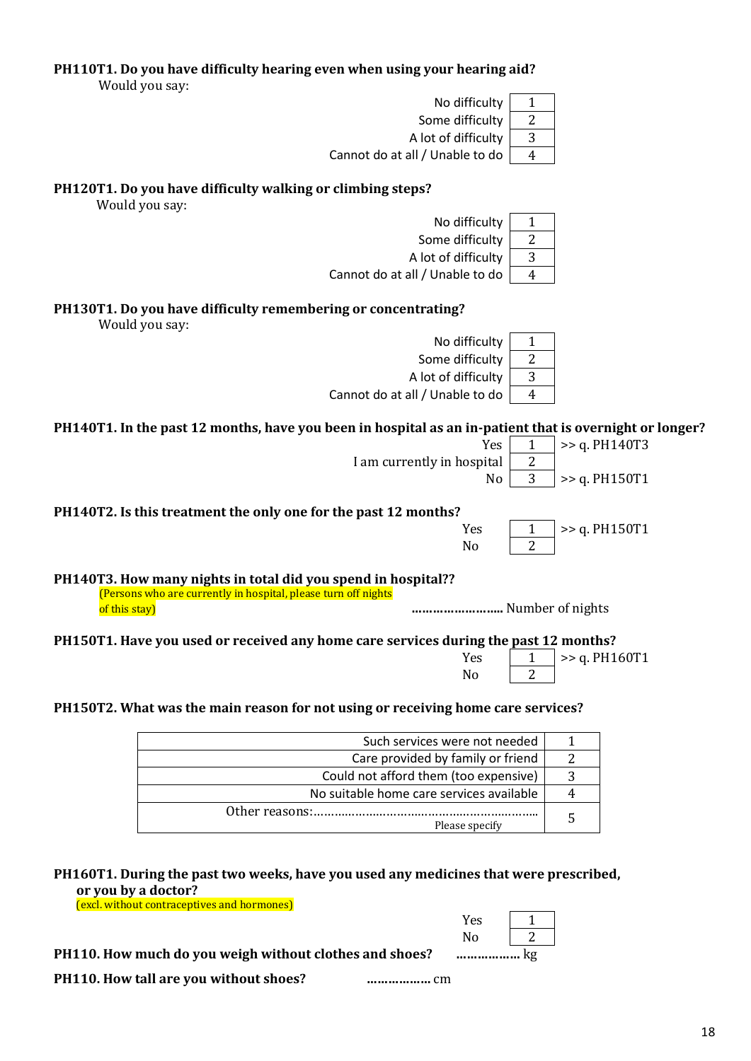**PH110T1. Do you have difficulty hearing even when using your hearing aid?**

Would you say:

| | |
|---|---|
| No difficulty | 1 |
| Some difficulty | 2 |
| A lot of difficulty | 3 |
| Cannot do at all / Unable to do | 4 |

**PH120T1. Do you have difficulty walking or climbing steps?**

Would you say:

| | |
|---|---|
| No difficulty | 1 |
| Some difficulty | 2 |
| A lot of difficulty | 3 |
| Cannot do at all / Unable to do | 4 |

**PH130T1. Do you have difficulty remembering or concentrating?**

Would you say:

| | |
|---|---|
| No difficulty | 1 |
| Some difficulty | 2 |
| A lot of difficulty | 3 |
| Cannot do at all / Unable to do | 4 |

**PH140T1. In the past 12 months, have you been in hospital as an in-patient that is overnight or longer?**

| | | |
|---|---|---|
| Yes | 1 | >> q. PH140T3 |
| I am currently in hospital | 2 | |
| No | 3 | >> q. PH150T1 |

**PH140T2. Is this treatment the only one for the past 12 months?**

| | | |
|---|---|---|
| Yes | 1 | >> q. PH150T1 |
| No | 2 | |

**PH140T3. How many nights in total did you spend in hospital??**

(Persons who are currently in hospital, please turn off nights of this stay)

……………………. Number of nights

**PH150T1. Have you used or received any home care services during the past 12 months?**

| | | |
|---|---|---|
| Yes | 1 | >> q. PH160T1 |
| No | 2 | |

**PH150T2. What was the main reason for not using or receiving home care services?**

| | |
|---|---|
| Such services were not needed | 1 |
| Care provided by family or friend | 2 |
| Could not afford them (too expensive) | 3 |
| No suitable home care services available | 4 |
| Other reasons:………………………………………………… Please specify | 5 |

**PH160T1. During the past two weeks, have you used any medicines that were prescribed, or you by a doctor?**

(excl. without contraceptives and hormones)

| | |
|---|---|
| Yes | 1 |
| No | 2 |

**PH110. How much do you weigh without clothes and shoes?** ……………… kg

**PH110. How tall are you without shoes?** ……………… cm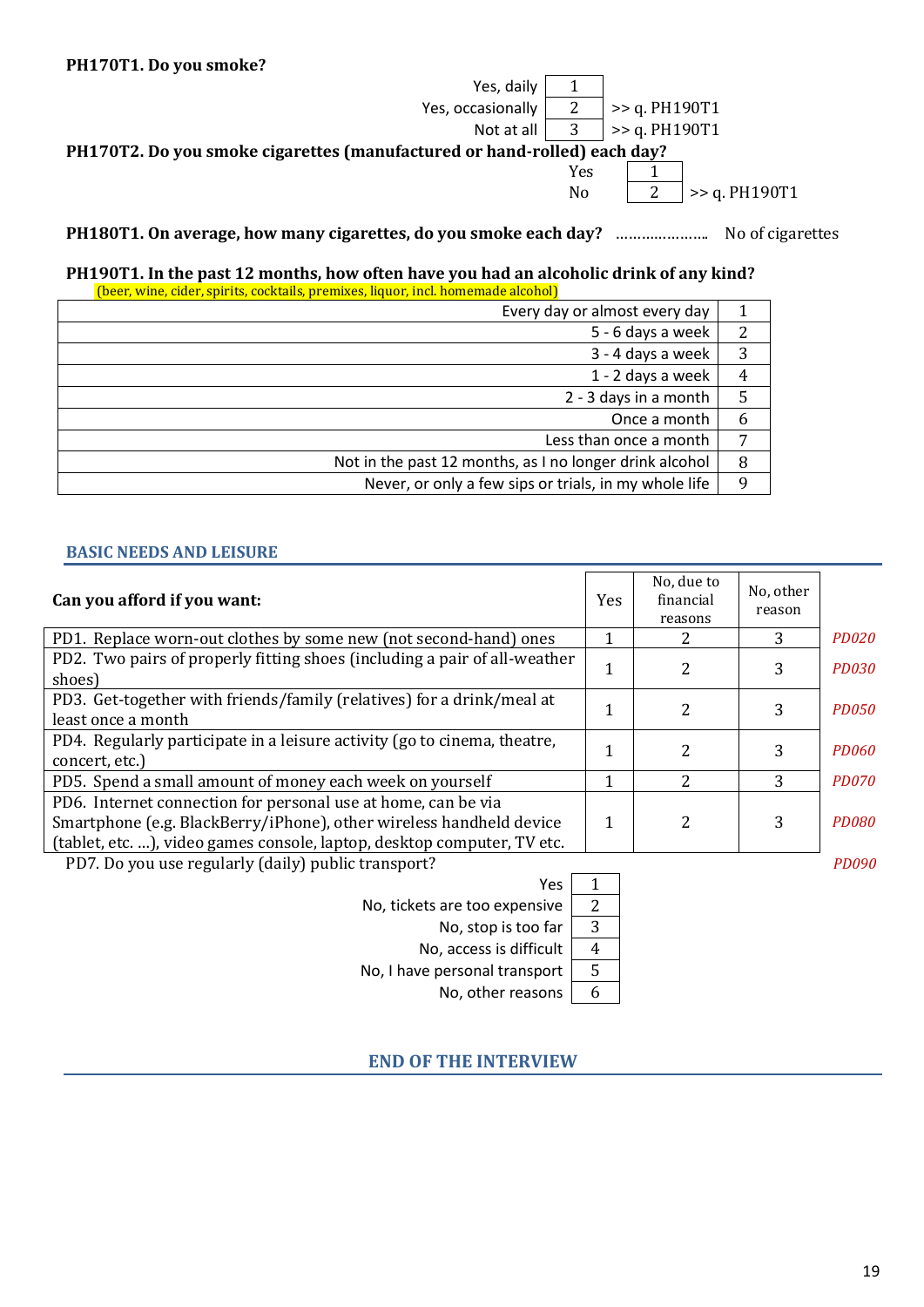**PH170T1. Do you smoke?**

| | | |
|---|---|---|
| Yes, daily | 1 | |
| Yes, occasionally | 2 | >> q. PH190T1 |
| Not at all | 3 | >> q. PH190T1 |

**PH170T2. Do you smoke cigarettes (manufactured or hand-rolled) each day?**

| | | |
|---|---|---|
| Yes | 1 | |
| No | 2 | >> q. PH190T1 |

**PH180T1. On average, how many cigarettes, do you smoke each day?** ………………… No of cigarettes

**PH190T1. In the past 12 months, how often have you had an alcoholic drink of any kind?**
(beer, wine, cider, spirits, cocktails, premixes, liquor, incl. homemade alcohol)

| | |
|---|---|
| Every day or almost every day | 1 |
| 5 - 6 days a week | 2 |
| 3 - 4 days a week | 3 |
| 1 - 2 days a week | 4 |
| 2 - 3 days in a month | 5 |
| Once a month | 6 |
| Less than once a month | 7 |
| Not in the past 12 months, as I no longer drink alcohol | 8 |
| Never, or only a few sips or trials, in my whole life | 9 |

## BASIC NEEDS AND LEISURE

| **Can you afford if you want:** | Yes | No, due to financial reasons | No, other reason | |
|---|---|---|---|---|
| PD1. Replace worn-out clothes by some new (not second-hand) ones | 1 | 2 | 3 | *PD020* |
| PD2. Two pairs of properly fitting shoes (including a pair of all-weather shoes) | 1 | 2 | 3 | *PD030* |
| PD3. Get-together with friends/family (relatives) for a drink/meal at least once a month | 1 | 2 | 3 | *PD050* |
| PD4. Regularly participate in a leisure activity (go to cinema, theatre, concert, etc.) | 1 | 2 | 3 | *PD060* |
| PD5. Spend a small amount of money each week on yourself | 1 | 2 | 3 | *PD070* |
| PD6. Internet connection for personal use at home, can be via Smartphone (e.g. BlackBerry/iPhone), other wireless handheld device (tablet, etc. …), video games console, laptop, desktop computer, TV etc. | 1 | 2 | 3 | *PD080* |

PD7. Do you use regularly (daily) public transport? *PD090*

| | |
|---|---|
| Yes | 1 |
| No, tickets are too expensive | 2 |
| No, stop is too far | 3 |
| No, access is difficult | 4 |
| No, I have personal transport | 5 |
| No, other reasons | 6 |

## END OF THE INTERVIEW